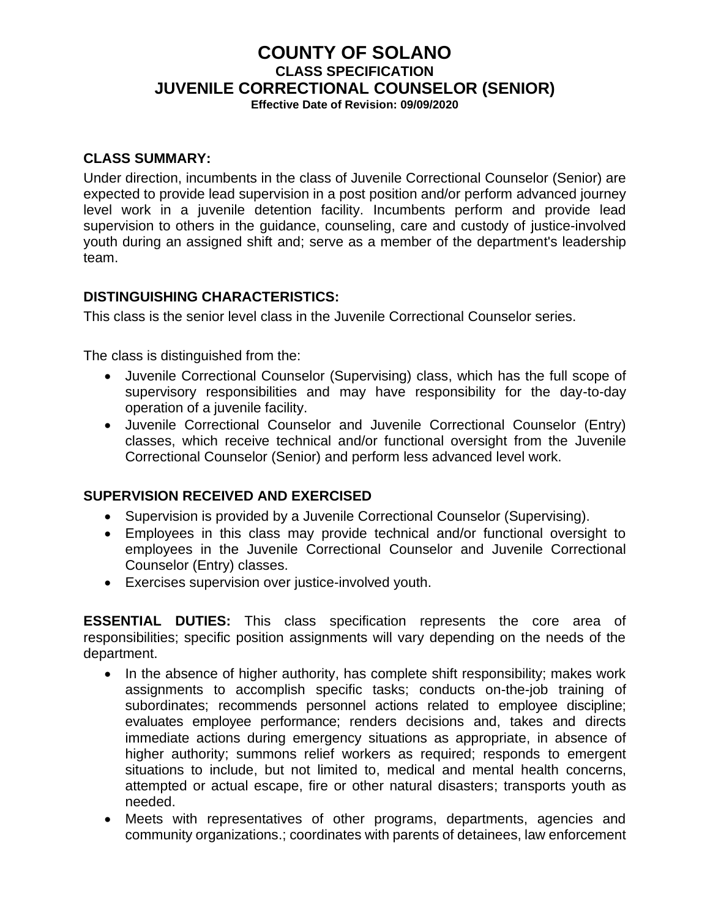# COUNTY OF SOLANO

## CLASS SPECIFICATION

## JUVENILE CORRECTIONAL COUNSELOR (SENIOR)

**Effective Date of Revision: 09/09/2020**

### CLASS SUMMARY:

Under direction, incumbents in the class of Juvenile Correctional Counselor (Senior) are expected to provide lead supervision in a post position and/or perform advanced journey level work in a juvenile detention facility. Incumbents perform and provide lead supervision to others in the guidance, counseling, care and custody of justice-involved youth during an assigned shift and; serve as a member of the department's leadership team.

### DISTINGUISHING CHARACTERISTICS:

This class is the senior level class in the Juvenile Correctional Counselor series.

The class is distinguished from the:

- Juvenile Correctional Counselor (Supervising) class, which has the full scope of supervisory responsibilities and may have responsibility for the day-to-day operation of a juvenile facility.
- Juvenile Correctional Counselor and Juvenile Correctional Counselor (Entry) classes, which receive technical and/or functional oversight from the Juvenile Correctional Counselor (Senior) and perform less advanced level work.

### SUPERVISION RECEIVED AND EXERCISED

- Supervision is provided by a Juvenile Correctional Counselor (Supervising).
- Employees in this class may provide technical and/or functional oversight to employees in the Juvenile Correctional Counselor and Juvenile Correctional Counselor (Entry) classes.
- Exercises supervision over justice-involved youth.

**ESSENTIAL DUTIES:** This class specification represents the core area of responsibilities; specific position assignments will vary depending on the needs of the department.

- In the absence of higher authority, has complete shift responsibility; makes work assignments to accomplish specific tasks; conducts on-the-job training of subordinates; recommends personnel actions related to employee discipline; evaluates employee performance; renders decisions and, takes and directs immediate actions during emergency situations as appropriate, in absence of higher authority; summons relief workers as required; responds to emergent situations to include, but not limited to, medical and mental health concerns, attempted or actual escape, fire or other natural disasters; transports youth as needed.
- Meets with representatives of other programs, departments, agencies and community organizations.; coordinates with parents of detainees, law enforcement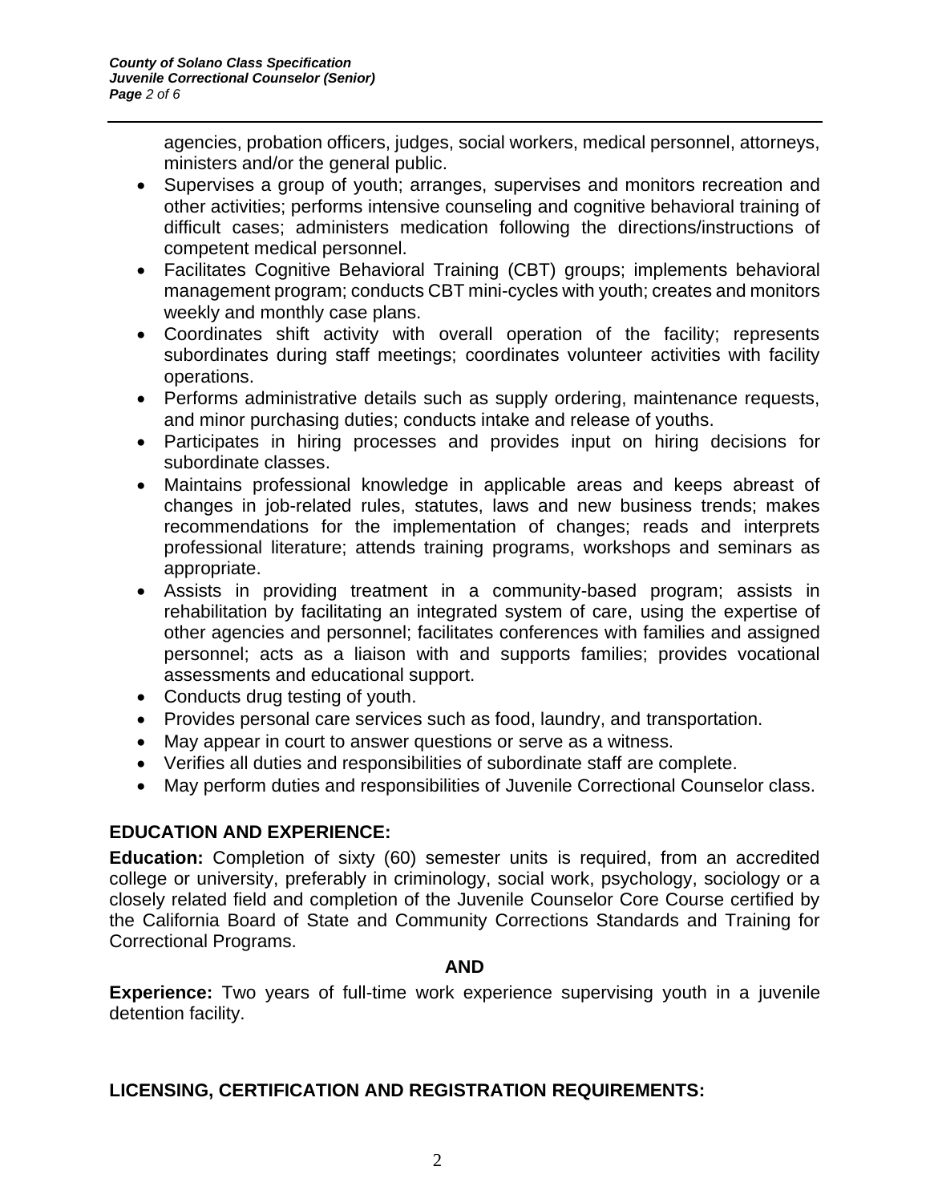agencies, probation officers, judges, social workers, medical personnel, attorneys, ministers and/or the general public.

- Supervises a group of youth; arranges, supervises and monitors recreation and other activities; performs intensive counseling and cognitive behavioral training of difficult cases; administers medication following the directions/instructions of competent medical personnel.
- Facilitates Cognitive Behavioral Training (CBT) groups; implements behavioral management program; conducts CBT mini-cycles with youth; creates and monitors weekly and monthly case plans.
- Coordinates shift activity with overall operation of the facility; represents subordinates during staff meetings; coordinates volunteer activities with facility operations.
- Performs administrative details such as supply ordering, maintenance requests, and minor purchasing duties; conducts intake and release of youths.
- Participates in hiring processes and provides input on hiring decisions for subordinate classes.
- Maintains professional knowledge in applicable areas and keeps abreast of changes in job-related rules, statutes, laws and new business trends; makes recommendations for the implementation of changes; reads and interprets professional literature; attends training programs, workshops and seminars as appropriate.
- Assists in providing treatment in a community-based program; assists in rehabilitation by facilitating an integrated system of care, using the expertise of other agencies and personnel; facilitates conferences with families and assigned personnel; acts as a liaison with and supports families; provides vocational assessments and educational support.
- Conducts drug testing of youth.
- Provides personal care services such as food, laundry, and transportation.
- May appear in court to answer questions or serve as a witness.
- Verifies all duties and responsibilities of subordinate staff are complete.
- May perform duties and responsibilities of Juvenile Correctional Counselor class.

## EDUCATION AND EXPERIENCE:

**Education:** Completion of sixty (60) semester units is required, from an accredited college or university, preferably in criminology, social work, psychology, sociology or a closely related field and completion of the Juvenile Counselor Core Course certified by the California Board of State and Community Corrections Standards and Training for Correctional Programs.

**AND**

**Experience:** Two years of full-time work experience supervising youth in a juvenile detention facility.

## LICENSING, CERTIFICATION AND REGISTRATION REQUIREMENTS: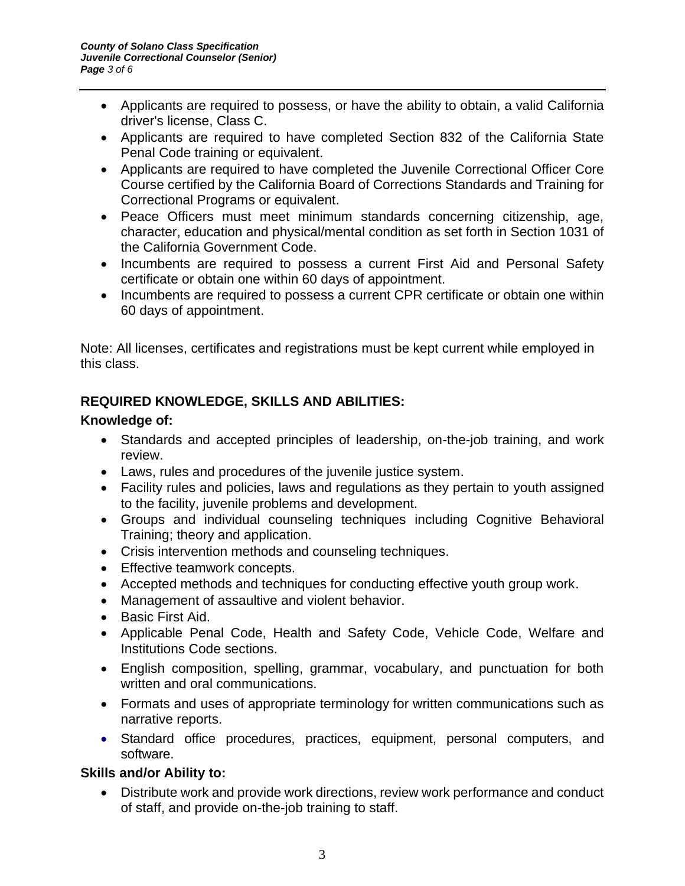- Applicants are required to possess, or have the ability to obtain, a valid California driver's license, Class C.
- Applicants are required to have completed Section 832 of the California State Penal Code training or equivalent.
- Applicants are required to have completed the Juvenile Correctional Officer Core Course certified by the California Board of Corrections Standards and Training for Correctional Programs or equivalent.
- Peace Officers must meet minimum standards concerning citizenship, age, character, education and physical/mental condition as set forth in Section 1031 of the California Government Code.
- Incumbents are required to possess a current First Aid and Personal Safety certificate or obtain one within 60 days of appointment.
- Incumbents are required to possess a current CPR certificate or obtain one within 60 days of appointment.

Note: All licenses, certificates and registrations must be kept current while employed in this class.

## REQUIRED KNOWLEDGE, SKILLS AND ABILITIES:

### Knowledge of:

- Standards and accepted principles of leadership, on-the-job training, and work review.
- Laws, rules and procedures of the juvenile justice system.
- Facility rules and policies, laws and regulations as they pertain to youth assigned to the facility, juvenile problems and development.
- Groups and individual counseling techniques including Cognitive Behavioral Training; theory and application.
- Crisis intervention methods and counseling techniques.
- Effective teamwork concepts.
- Accepted methods and techniques for conducting effective youth group work.
- Management of assaultive and violent behavior.
- Basic First Aid.
- Applicable Penal Code, Health and Safety Code, Vehicle Code, Welfare and Institutions Code sections.
- English composition, spelling, grammar, vocabulary, and punctuation for both written and oral communications.
- Formats and uses of appropriate terminology for written communications such as narrative reports.
- Standard office procedures, practices, equipment, personal computers, and software.

### Skills and/or Ability to:

- Distribute work and provide work directions, review work performance and conduct of staff, and provide on-the-job training to staff.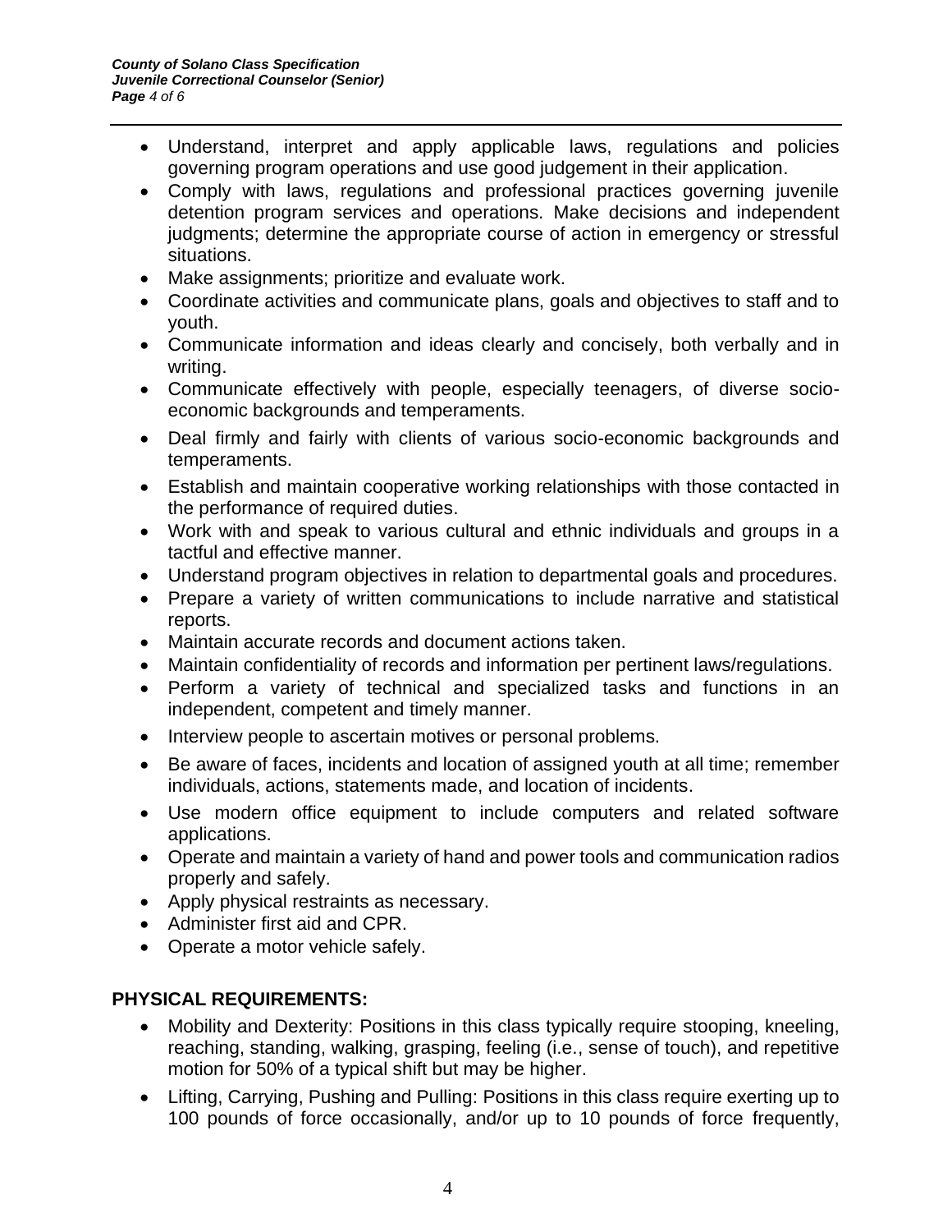- Understand, interpret and apply applicable laws, regulations and policies governing program operations and use good judgement in their application.
- Comply with laws, regulations and professional practices governing juvenile detention program services and operations. Make decisions and independent judgments; determine the appropriate course of action in emergency or stressful situations.
- Make assignments; prioritize and evaluate work.
- Coordinate activities and communicate plans, goals and objectives to staff and to youth.
- Communicate information and ideas clearly and concisely, both verbally and in writing.
- Communicate effectively with people, especially teenagers, of diverse socio-economic backgrounds and temperaments.
- Deal firmly and fairly with clients of various socio-economic backgrounds and temperaments.
- Establish and maintain cooperative working relationships with those contacted in the performance of required duties.
- Work with and speak to various cultural and ethnic individuals and groups in a tactful and effective manner.
- Understand program objectives in relation to departmental goals and procedures.
- Prepare a variety of written communications to include narrative and statistical reports.
- Maintain accurate records and document actions taken.
- Maintain confidentiality of records and information per pertinent laws/regulations.
- Perform a variety of technical and specialized tasks and functions in an independent, competent and timely manner.
- Interview people to ascertain motives or personal problems.
- Be aware of faces, incidents and location of assigned youth at all time; remember individuals, actions, statements made, and location of incidents.
- Use modern office equipment to include computers and related software applications.
- Operate and maintain a variety of hand and power tools and communication radios properly and safely.
- Apply physical restraints as necessary.
- Administer first aid and CPR.
- Operate a motor vehicle safely.

## PHYSICAL REQUIREMENTS:

- Mobility and Dexterity: Positions in this class typically require stooping, kneeling, reaching, standing, walking, grasping, feeling (i.e., sense of touch), and repetitive motion for 50% of a typical shift but may be higher.
- Lifting, Carrying, Pushing and Pulling: Positions in this class require exerting up to 100 pounds of force occasionally, and/or up to 10 pounds of force frequently,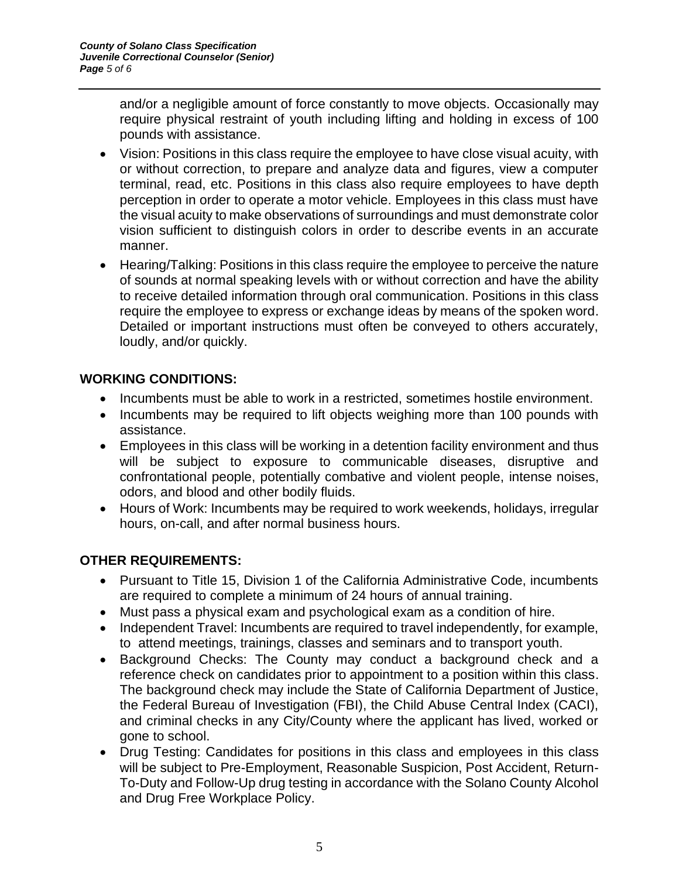and/or a negligible amount of force constantly to move objects. Occasionally may require physical restraint of youth including lifting and holding in excess of 100 pounds with assistance.

- Vision: Positions in this class require the employee to have close visual acuity, with or without correction, to prepare and analyze data and figures, view a computer terminal, read, etc. Positions in this class also require employees to have depth perception in order to operate a motor vehicle. Employees in this class must have the visual acuity to make observations of surroundings and must demonstrate color vision sufficient to distinguish colors in order to describe events in an accurate manner.
- Hearing/Talking: Positions in this class require the employee to perceive the nature of sounds at normal speaking levels with or without correction and have the ability to receive detailed information through oral communication. Positions in this class require the employee to express or exchange ideas by means of the spoken word. Detailed or important instructions must often be conveyed to others accurately, loudly, and/or quickly.

## WORKING CONDITIONS:

- Incumbents must be able to work in a restricted, sometimes hostile environment.
- Incumbents may be required to lift objects weighing more than 100 pounds with assistance.
- Employees in this class will be working in a detention facility environment and thus will be subject to exposure to communicable diseases, disruptive and confrontational people, potentially combative and violent people, intense noises, odors, and blood and other bodily fluids.
- Hours of Work: Incumbents may be required to work weekends, holidays, irregular hours, on-call, and after normal business hours.

## OTHER REQUIREMENTS:

- Pursuant to Title 15, Division 1 of the California Administrative Code, incumbents are required to complete a minimum of 24 hours of annual training.
- Must pass a physical exam and psychological exam as a condition of hire.
- Independent Travel: Incumbents are required to travel independently, for example, to attend meetings, trainings, classes and seminars and to transport youth.
- Background Checks: The County may conduct a background check and a reference check on candidates prior to appointment to a position within this class. The background check may include the State of California Department of Justice, the Federal Bureau of Investigation (FBI), the Child Abuse Central Index (CACI), and criminal checks in any City/County where the applicant has lived, worked or gone to school.
- Drug Testing: Candidates for positions in this class and employees in this class will be subject to Pre-Employment, Reasonable Suspicion, Post Accident, Return-To-Duty and Follow-Up drug testing in accordance with the Solano County Alcohol and Drug Free Workplace Policy.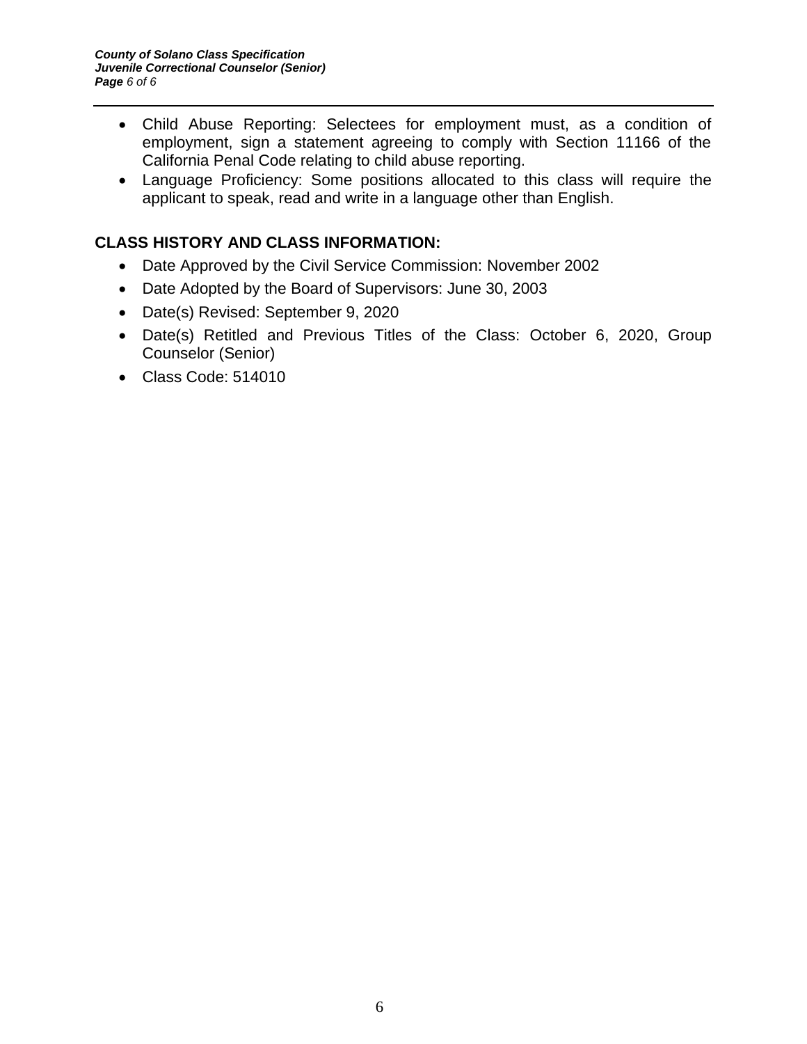- Child Abuse Reporting: Selectees for employment must, as a condition of employment, sign a statement agreeing to comply with Section 11166 of the California Penal Code relating to child abuse reporting.
- Language Proficiency: Some positions allocated to this class will require the applicant to speak, read and write in a language other than English.

## CLASS HISTORY AND CLASS INFORMATION:

- Date Approved by the Civil Service Commission: November 2002
- Date Adopted by the Board of Supervisors: June 30, 2003
- Date(s) Revised: September 9, 2020
- Date(s) Retitled and Previous Titles of the Class: October 6, 2020, Group Counselor (Senior)
- Class Code: 514010